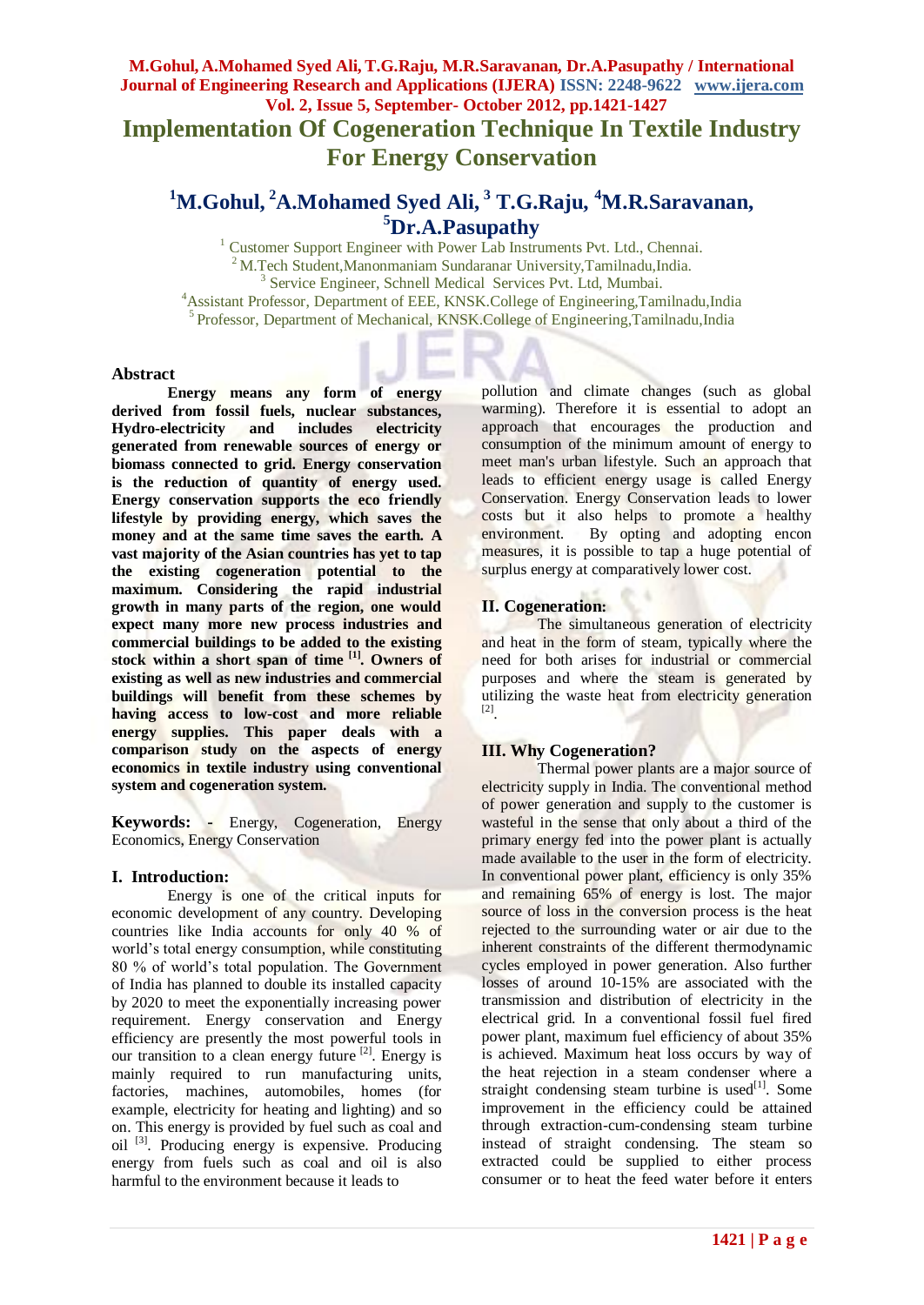# Implementation Of Cogeneration Technique In Textile Industry For Energy Conservation

## [1]M.Gohul, [2]A.Mohamed Syed Ali, [3] T.G.Raju, [4]M.R.Saravanan, [5]Dr.A.Pasupathy

[1] Customer Support Engineer with Power Lab Instruments Pvt. Ltd., Chennai.
[2] M.Tech Student,Manonmaniam Sundaranar University,Tamilnadu,India.
[3] Service Engineer, Schnell Medical Services Pvt. Ltd, Mumbai.
[4]Assistant Professor, Department of EEE, KNSK.College of Engineering,Tamilnadu,India
[5] Professor, Department of Mechanical, KNSK.College of Engineering,Tamilnadu,India

### Abstract

**Energy means any form of energy derived from fossil fuels, nuclear substances, Hydro-electricity and includes electricity generated from renewable sources of energy or biomass connected to grid. Energy conservation is the reduction of quantity of energy used. Energy conservation supports the eco friendly lifestyle by providing energy, which saves the money and at the same time saves the earth. A vast majority of the Asian countries has yet to tap the existing cogeneration potential to the maximum. Considering the rapid industrial growth in many parts of the region, one would expect many more new process industries and commercial buildings to be added to the existing stock within a short span of time [1]. Owners of existing as well as new industries and commercial buildings will benefit from these schemes by having access to low-cost and more reliable energy supplies. This paper deals with a comparison study on the aspects of energy economics in textile industry using conventional system and cogeneration system.**

**Keywords: -** Energy, Cogeneration, Energy Economics, Energy Conservation

### I. Introduction:

Energy is one of the critical inputs for economic development of any country. Developing countries like India accounts for only 40 % of world's total energy consumption, while constituting 80 % of world's total population. The Government of India has planned to double its installed capacity by 2020 to meet the exponentially increasing power requirement. Energy conservation and Energy efficiency are presently the most powerful tools in our transition to a clean energy future [2]. Energy is mainly required to run manufacturing units, factories, machines, automobiles, homes (for example, electricity for heating and lighting) and so on. This energy is provided by fuel such as coal and oil [3]. Producing energy is expensive. Producing energy from fuels such as coal and oil is also harmful to the environment because it leads to pollution and climate changes (such as global warming). Therefore it is essential to adopt an approach that encourages the production and consumption of the minimum amount of energy to meet man's urban lifestyle. Such an approach that leads to efficient energy usage is called Energy Conservation. Energy Conservation leads to lower costs but it also helps to promote a healthy environment. By opting and adopting encon measures, it is possible to tap a huge potential of surplus energy at comparatively lower cost.

### II. Cogeneration:

The simultaneous generation of electricity and heat in the form of steam, typically where the need for both arises for industrial or commercial purposes and where the steam is generated by utilizing the waste heat from electricity generation [2].

### III. Why Cogeneration?

Thermal power plants are a major source of electricity supply in India. The conventional method of power generation and supply to the customer is wasteful in the sense that only about a third of the primary energy fed into the power plant is actually made available to the user in the form of electricity. In conventional power plant, efficiency is only 35% and remaining 65% of energy is lost. The major source of loss in the conversion process is the heat rejected to the surrounding water or air due to the inherent constraints of the different thermodynamic cycles employed in power generation. Also further losses of around 10-15% are associated with the transmission and distribution of electricity in the electrical grid. In a conventional fossil fuel fired power plant, maximum fuel efficiency of about 35% is achieved. Maximum heat loss occurs by way of the heat rejection in a steam condenser where a straight condensing steam turbine is used[1]. Some improvement in the efficiency could be attained through extraction-cum-condensing steam turbine instead of straight condensing. The steam so extracted could be supplied to either process consumer or to heat the feed water before it enters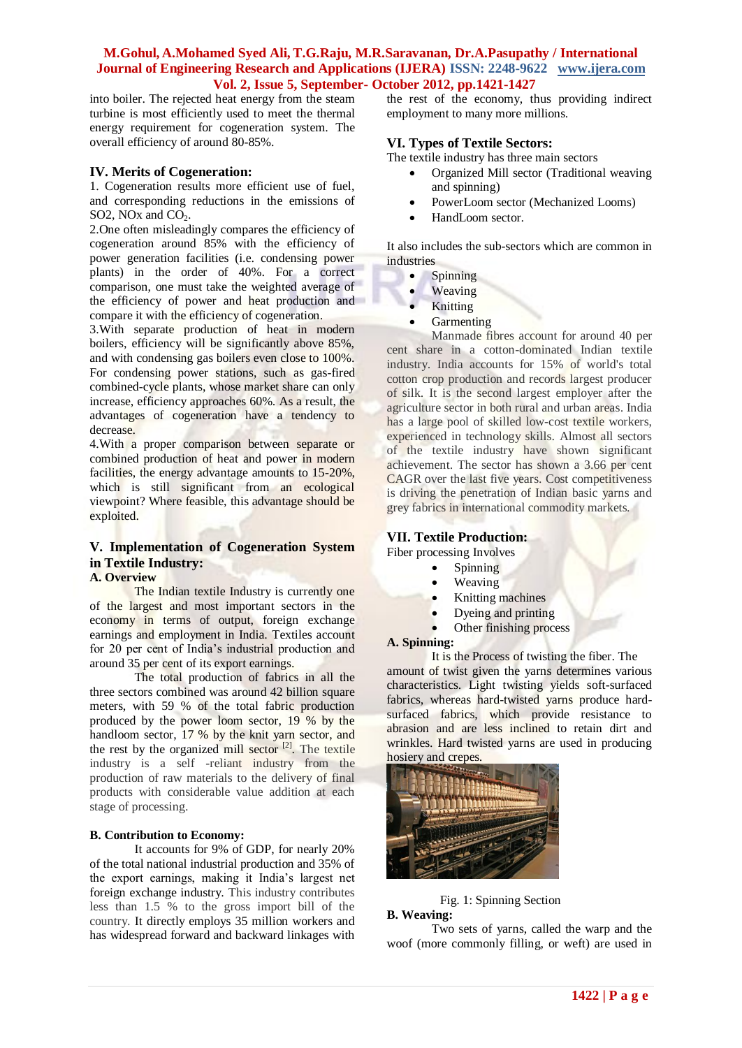into boiler. The rejected heat energy from the steam turbine is most efficiently used to meet the thermal energy requirement for cogeneration system. The overall efficiency of around 80-85%.

## IV. Merits of Cogeneration:

1. Cogeneration results more efficient use of fuel, and corresponding reductions in the emissions of SO2, NOx and $CO_2$.

2.One often misleadingly compares the efficiency of cogeneration around 85% with the efficiency of power generation facilities (i.e. condensing power plants) in the order of 40%. For a correct comparison, one must take the weighted average of the efficiency of power and heat production and compare it with the efficiency of cogeneration.

3.With separate production of heat in modern boilers, efficiency will be significantly above 85%, and with condensing gas boilers even close to 100%. For condensing power stations, such as gas-fired combined-cycle plants, whose market share can only increase, efficiency approaches 60%. As a result, the advantages of cogeneration have a tendency to decrease.

4.With a proper comparison between separate or combined production of heat and power in modern facilities, the energy advantage amounts to 15-20%, which is still significant from an ecological viewpoint? Where feasible, this advantage should be exploited.

## V. Implementation of Cogeneration System in Textile Industry:

### A. Overview

The Indian textile Industry is currently one of the largest and most important sectors in the economy in terms of output, foreign exchange earnings and employment in India. Textiles account for 20 per cent of India's industrial production and around 35 per cent of its export earnings.

The total production of fabrics in all the three sectors combined was around 42 billion square meters, with 59 % of the total fabric production produced by the power loom sector, 19 % by the handloom sector, 17 % by the knit yarn sector, and the rest by the organized mill sector [2]. The textile industry is a self -reliant industry from the production of raw materials to the delivery of final products with considerable value addition at each stage of processing.

### B. Contribution to Economy:

It accounts for 9% of GDP, for nearly 20% of the total national industrial production and 35% of the export earnings, making it India's largest net foreign exchange industry. This industry contributes less than 1.5 % to the gross import bill of the country. It directly employs 35 million workers and has widespread forward and backward linkages with the rest of the economy, thus providing indirect employment to many more millions.

## VI. Types of Textile Sectors:

The textile industry has three main sectors

- Organized Mill sector (Traditional weaving and spinning)
- PowerLoom sector (Mechanized Looms)
- HandLoom sector.

It also includes the sub-sectors which are common in industries

- Spinning
- Weaving
- Knitting
- Garmenting

Manmade fibres account for around 40 per cent share in a cotton-dominated Indian textile industry. India accounts for 15% of world's total cotton crop production and records largest producer of silk. It is the second largest employer after the agriculture sector in both rural and urban areas. India has a large pool of skilled low-cost textile workers, experienced in technology skills. Almost all sectors of the textile industry have shown significant achievement. The sector has shown a 3.66 per cent CAGR over the last five years. Cost competitiveness is driving the penetration of Indian basic yarns and grey fabrics in international commodity markets.

## VII. Textile Production:

Fiber processing Involves

- Spinning
- Weaving
- Knitting machines
- Dyeing and printing
- Other finishing process

### A. Spinning:

It is the Process of twisting the fiber. The amount of twist given the yarns determines various characteristics. Light twisting yields soft-surfaced fabrics, whereas hard-twisted yarns produce hard-surfaced fabrics, which provide resistance to abrasion and are less inclined to retain dirt and wrinkles. Hard twisted yarns are used in producing hosiery and crepes.

Fig. 1: Spinning Section

### B. Weaving:

Two sets of yarns, called the warp and the woof (more commonly filling, or weft) are used in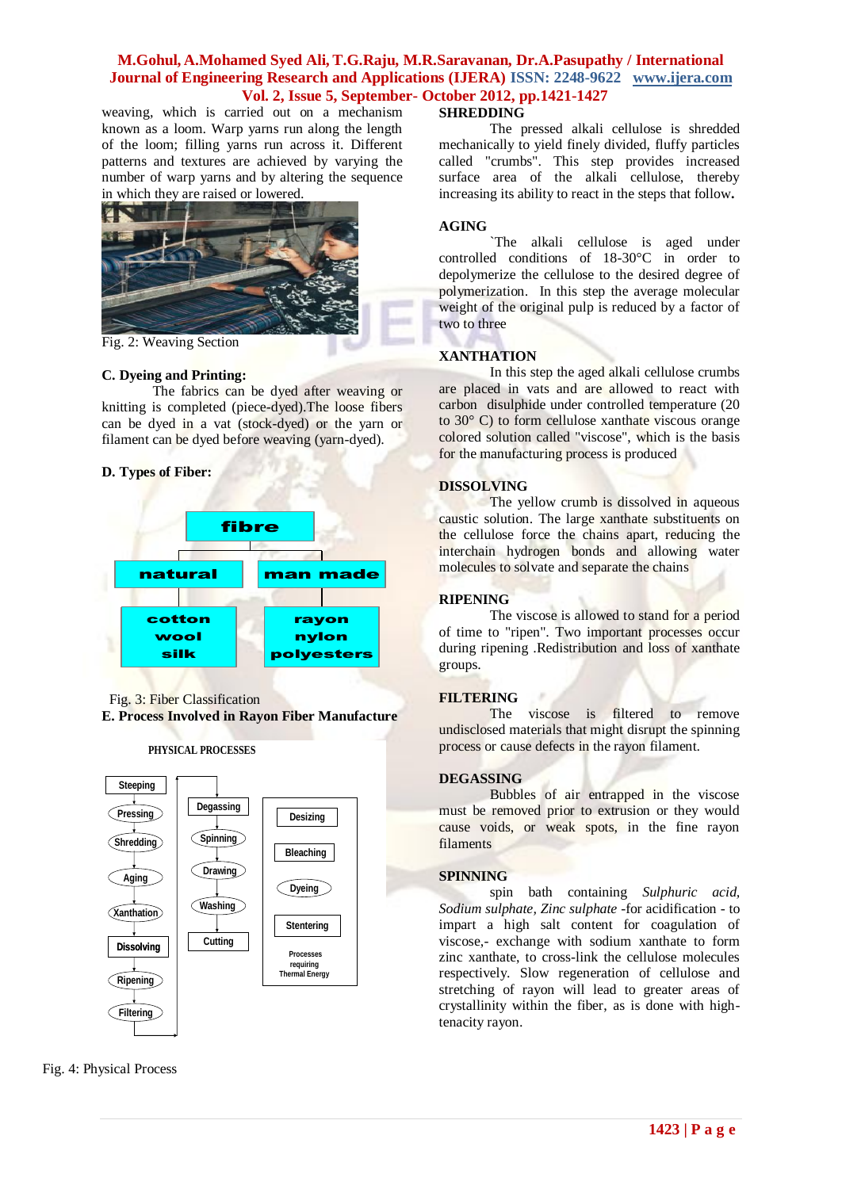weaving, which is carried out on a mechanism known as a loom. Warp yarns run along the length of the loom; filling yarns run across it. Different patterns and textures are achieved by varying the number of warp yarns and by altering the sequence in which they are raised or lowered.

Fig. 2: Weaving Section

### C. Dyeing and Printing:

The fabrics can be dyed after weaving or knitting is completed (piece-dyed).The loose fibers can be dyed in a vat (stock-dyed) or the yarn or filament can be dyed before weaving (yarn-dyed).

### D. Types of Fiber:

- fibre
  - natural: cotton, wool, silk
  - man made: rayon, nylon, polyesters

Fig. 3: Fiber Classification

### E. Process Involved in Rayon Fiber Manufacture

PHYSICAL PROCESSES

- Steeping → Pressing → Shredding → Aging → Xanthation → Dissolving → Ripening → Filtering
- Degassing → Spinning → Drawing → Washing → Cutting
- Desizing, Bleaching, Dyeing, Stentering — Processes requiring Thermal Energy

Fig. 4: Physical Process

### SHREDDING

The pressed alkali cellulose is shredded mechanically to yield finely divided, fluffy particles called "crumbs". This step provides increased surface area of the alkali cellulose, thereby increasing its ability to react in the steps that follow**.**

### AGING

`The alkali cellulose is aged under controlled conditions of 18-30°C in order to depolymerize the cellulose to the desired degree of polymerization. In this step the average molecular weight of the original pulp is reduced by a factor of two to three

### XANTHATION

In this step the aged alkali cellulose crumbs are placed in vats and are allowed to react with carbon disulphide under controlled temperature (20 to 30° C) to form cellulose xanthate viscous orange colored solution called "viscose", which is the basis for the manufacturing process is produced

### DISSOLVING

The yellow crumb is dissolved in aqueous caustic solution. The large xanthate substituents on the cellulose force the chains apart, reducing the interchain hydrogen bonds and allowing water molecules to solvate and separate the chains

### RIPENING

The viscose is allowed to stand for a period of time to "ripen". Two important processes occur during ripening .Redistribution and loss of xanthate groups.

### FILTERING

The viscose is filtered to remove undisclosed materials that might disrupt the spinning process or cause defects in the rayon filament.

### DEGASSING

Bubbles of air entrapped in the viscose must be removed prior to extrusion or they would cause voids, or weak spots, in the fine rayon filaments

### SPINNING

spin bath containing *Sulphuric acid, Sodium sulphate, Zinc sulphate* -for acidification - to impart a high salt content for coagulation of viscose,- exchange with sodium xanthate to form zinc xanthate, to cross-link the cellulose molecules respectively. Slow regeneration of cellulose and stretching of rayon will lead to greater areas of crystallinity within the fiber, as is done with high-tenacity rayon.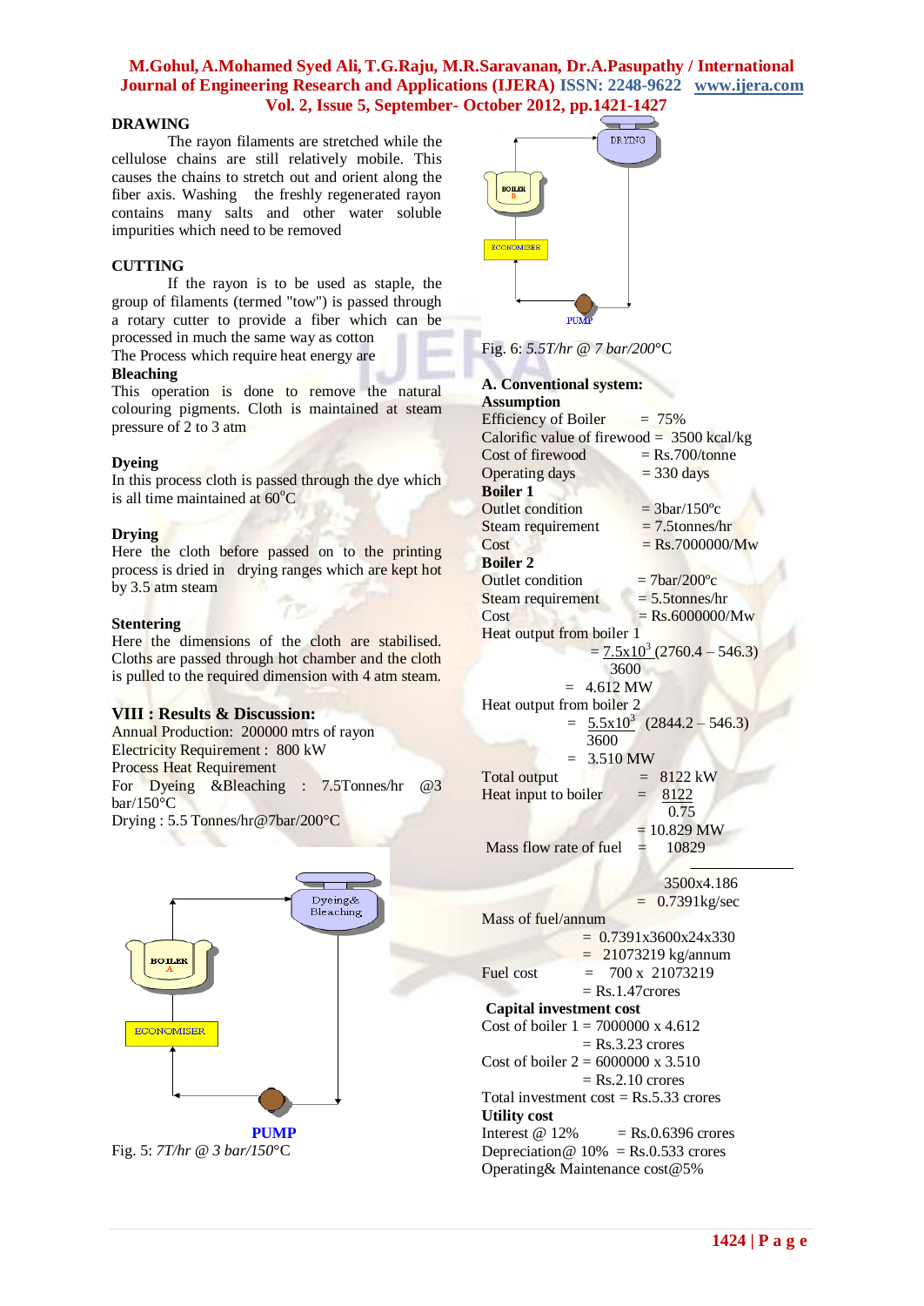**DRAWING**

The rayon filaments are stretched while the cellulose chains are still relatively mobile. This causes the chains to stretch out and orient along the fiber axis. Washing the freshly regenerated rayon contains many salts and other water soluble impurities which need to be removed

**CUTTING**

If the rayon is to be used as staple, the group of filaments (termed "tow") is passed through a rotary cutter to provide a fiber which can be processed in much the same way as cotton

The Process which require heat energy are

**Bleaching**

This operation is done to remove the natural colouring pigments. Cloth is maintained at steam pressure of 2 to 3 atm

**Dyeing**

In this process cloth is passed through the dye which is all time maintained at $60^{o}$C

**Drying**

Here the cloth before passed on to the printing process is dried in drying ranges which are kept hot by 3.5 atm steam

**Stentering**

Here the dimensions of the cloth are stabilised. Cloths are passed through hot chamber and the cloth is pulled to the required dimension with 4 atm steam.

## VIII : Results & Discussion:

Annual Production: 200000 mtrs of rayon

Electricity Requirement : 800 kW

Process Heat Requirement

For Dyeing &Bleaching : 7.5Tonnes/hr @3 bar/150°C

Drying : 5.5 Tonnes/hr@7bar/200°C

Fig. 5: *7T/hr @ 3 bar/150*°C

Fig. 6: *5.5T/hr @ 7 bar/200*°C

**A. Conventional system:**

**Assumption**

Efficiency of Boiler = 75%

Calorific value of firewood = 3500 kcal/kg

Cost of firewood = Rs.700/tonne

Operating days = 330 days

**Boiler 1**

Outlet condition = 3bar/150ºc

Steam requirement = 7.5tonnes/hr

Cost = Rs.7000000/Mw

**Boiler 2**

Outlet condition = 7bar/200ºc

Steam requirement = 5.5tonnes/hr

Cost = Rs.6000000/Mw

Heat output from boiler 1

$$= \frac{7.5\text{x}10^3}{3600}(2760.4 – 546.3)$$

= 4.612 MW

Heat output from boiler 2

$$= \frac{5.5\text{x}10^3}{3600}(2844.2 – 546.3)$$

= 3.510 MW

Total output = 8122 kW

Heat input to boiler $= \frac{8122}{0.75}$

= 10.829 MW

Mass flow rate of fuel $= \frac{10829}{3500\text{x}4.186}$

= 0.7391kg/sec

Mass of fuel/annum

= 0.7391x3600x24x330

= 21073219 kg/annum

Fuel cost = 700 x 21073219

= Rs.1.47crores

**Capital investment cost**

Cost of boiler 1 = 7000000 x 4.612

= Rs.3.23 crores

Cost of boiler 2 = 6000000 x 3.510

= Rs.2.10 crores

Total investment cost = Rs.5.33 crores

**Utility cost**

Interest @ 12% = Rs.0.6396 crores

Depreciation@ 10% = Rs.0.533 crores

Operating& Maintenance cost@5%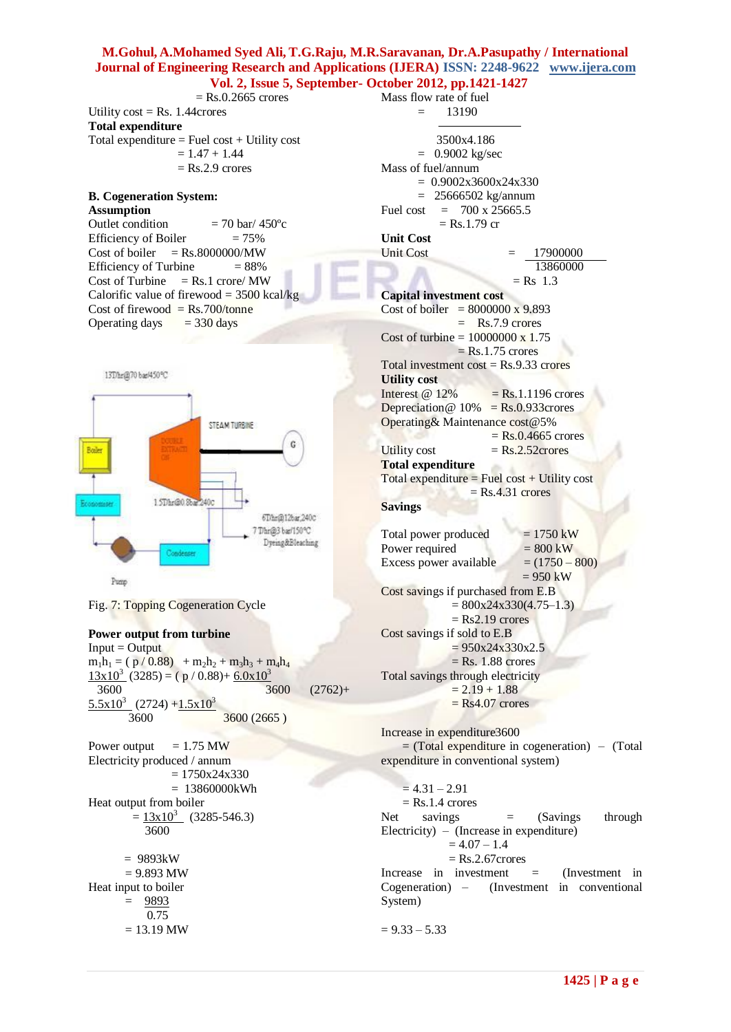= Rs.0.2665 crores

Utility cost = Rs. 1.44crores

**Total expenditure**

Total expenditure = Fuel cost + Utility cost

= 1.47 + 1.44

= Rs.2.9 crores

**B. Cogeneration System:**

**Assumption**

Outlet condition = 70 bar/ 450°c

Efficiency of Boiler = 75%

Cost of boiler = Rs.8000000/MW

Efficiency of Turbine = 88%

Cost of Turbine = Rs.1 crore/ MW

Calorific value of firewood = 3500 kcal/kg

Cost of firewood = Rs.700/tonne

Operating days = 330 days

Fig. 7: Topping Cogeneration Cycle

**Power output from turbine**

Input = Output

$m_1h_1 = ( p / 0.88) + m_2h_2 + m_3h_3 + m_4h_4$

$\frac{13\times10^3}{3600}(3285) = ( p / 0.88) + \frac{6.0\times10^3}{3600}(2762) + \frac{5.5\times10^3}{3600}(2724) + \frac{1.5\times10^3}{3600}(2665)$

Power output = 1.75 MW

Electricity produced / annum

= 1750x24x330

= 13860000kWh

Heat output from boiler

$= \frac{13\times10^3}{3600}(3285-546.3)$

= 9893kW

= 9.893 MW

Heat input to boiler

$= \frac{9893}{0.75}$

= 13.19 MW

Mass flow rate of fuel

$= \frac{13190}{3500\times4.186}$

= 0.9002 kg/sec

Mass of fuel/annum

= 0.9002x3600x24x330

= 25666502 kg/annum

Fuel cost = 700 x 25665.5

= Rs.1.79 cr

**Unit Cost**

Unit Cost $= \frac{17900000}{13860000}$

= Rs 1.3

**Capital investment cost**

Cost of boiler = 8000000 x 9.893

= Rs.7.9 crores

Cost of turbine = 10000000 x 1.75

= Rs.1.75 crores

Total investment cost = Rs.9.33 crores

**Utility cost**

Interest @ 12% = Rs.1.1196 crores

Depreciation@ 10% = Rs.0.933crores

Operating& Maintenance cost@5%

= Rs.0.4665 crores

Utility cost = Rs.2.52crores

**Total expenditure**

Total expenditure = Fuel cost + Utility cost

= Rs.4.31 crores

**Savings**

Total power produced = 1750 kW

Power required = 800 kW

Excess power available = (1750 – 800)

= 950 kW

Cost savings if purchased from E.B

= 800x24x330(4.75–1.3)

= Rs2.19 crores

Cost savings if sold to E.B

= 950x24x330x2.5

= Rs. 1.88 crores

Total savings through electricity

= 2.19 + 1.88

= Rs4.07 crores

Increase in expenditure3600

= (Total expenditure in cogeneration) – (Total expenditure in conventional system)

= 4.31 – 2.91

= Rs.1.4 crores

Net savings = (Savings through Electricity) – (Increase in expenditure)

= 4.07 – 1.4

= Rs.2.67crores

Increase in investment = (Investment in Cogeneration) – (Investment in conventional System)

= 9.33 – 5.33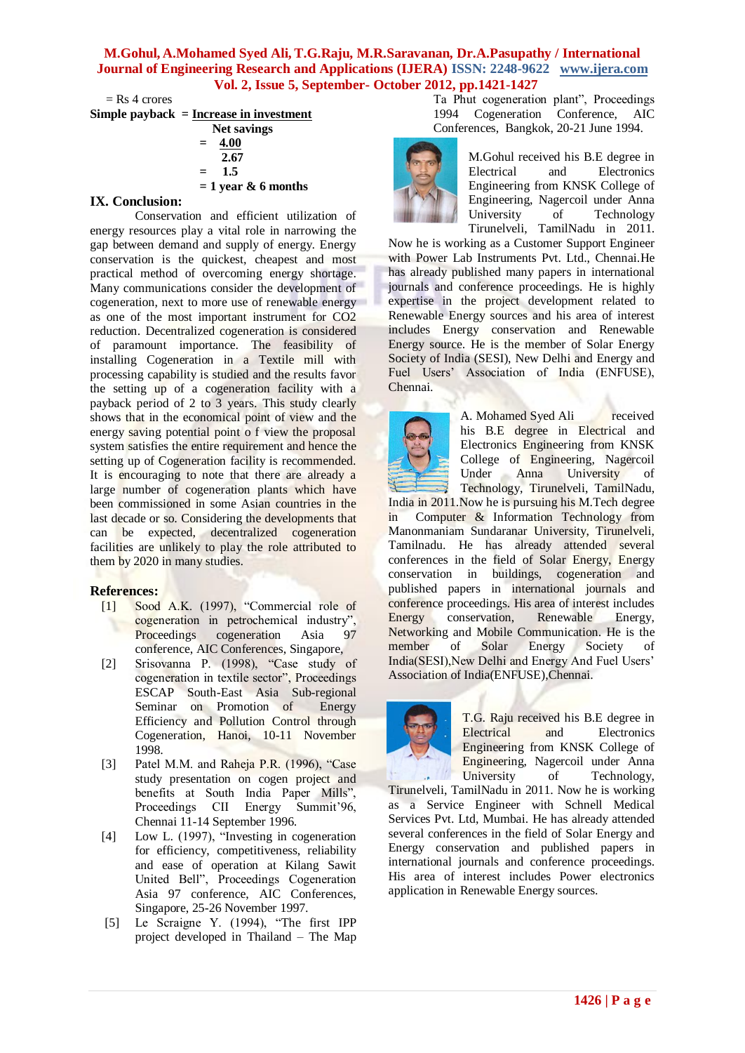= Rs 4 crores

**Simple payback = $\frac{\text{Increase in investment}}{\text{Net savings}}$**

$= \frac{4.00}{2.67}$

$= 1.5$

= 1 year & 6 months

## IX. Conclusion:

Conservation and efficient utilization of energy resources play a vital role in narrowing the gap between demand and supply of energy. Energy conservation is the quickest, cheapest and most practical method of overcoming energy shortage. Many communications consider the development of cogeneration, next to more use of renewable energy as one of the most important instrument for CO2 reduction. Decentralized cogeneration is considered of paramount importance. The feasibility of installing Cogeneration in a Textile mill with processing capability is studied and the results favor the setting up of a cogeneration facility with a payback period of 2 to 3 years. This study clearly shows that in the economical point of view and the energy saving potential point o f view the proposal system satisfies the entire requirement and hence the setting up of Cogeneration facility is recommended. It is encouraging to note that there are already a large number of cogeneration plants which have been commissioned in some Asian countries in the last decade or so. Considering the developments that can be expected, decentralized cogeneration facilities are unlikely to play the role attributed to them by 2020 in many studies.

## References:

[1] Sood A.K. (1997), "Commercial role of cogeneration in petrochemical industry", Proceedings cogeneration Asia 97 conference, AIC Conferences, Singapore,

[2] Srisovanna P. (1998), "Case study of cogeneration in textile sector", Proceedings ESCAP South-East Asia Sub-regional Seminar on Promotion of Energy Efficiency and Pollution Control through Cogeneration, Hanoi, 10-11 November 1998.

[3] Patel M.M. and Raheja P.R. (1996), "Case study presentation on cogen project and benefits at South India Paper Mills", Proceedings CII Energy Summit'96, Chennai 11-14 September 1996.

[4] Low L. (1997), "Investing in cogeneration for efficiency, competitiveness, reliability and ease of operation at Kilang Sawit United Bell", Proceedings Cogeneration Asia 97 conference, AIC Conferences, Singapore, 25-26 November 1997.

[5] Le Scraigne Y. (1994), "The first IPP project developed in Thailand – The Map Ta Phut cogeneration plant", Proceedings 1994 Cogeneration Conference, AIC Conferences, Bangkok, 20-21 June 1994.

M.Gohul received his B.E degree in Electrical and Electronics Engineering from KNSK College of Engineering, Nagercoil under Anna University of Technology Tirunelveli, TamilNadu in 2011. Now he is working as a Customer Support Engineer with Power Lab Instruments Pvt. Ltd., Chennai.He has already published many papers in international journals and conference proceedings. He is highly expertise in the project development related to Renewable Energy sources and his area of interest includes Energy conservation and Renewable Energy source. He is the member of Solar Energy Society of India (SESI), New Delhi and Energy and Fuel Users' Association of India (ENFUSE), Chennai.

A. Mohamed Syed Ali received his B.E degree in Electrical and Electronics Engineering from KNSK College of Engineering, Nagercoil Under Anna University of Technology, Tirunelveli, TamilNadu, India in 2011.Now he is pursuing his M.Tech degree in Computer & Information Technology from Manonmaniam Sundaranar University, Tirunelveli, Tamilnadu. He has already attended several conferences in the field of Solar Energy, Energy conservation in buildings, cogeneration and published papers in international journals and conference proceedings. His area of interest includes Energy conservation, Renewable Energy, Networking and Mobile Communication. He is the member of Solar Energy Society of India(SESI),New Delhi and Energy And Fuel Users' Association of India(ENFUSE),Chennai.

T.G. Raju received his B.E degree in Electrical and Electronics Engineering from KNSK College of Engineering, Nagercoil under Anna University of Technology, Tirunelveli, TamilNadu in 2011. Now he is working as a Service Engineer with Schnell Medical Services Pvt. Ltd, Mumbai. He has already attended several conferences in the field of Solar Energy and Energy conservation and published papers in international journals and conference proceedings. His area of interest includes Power electronics application in Renewable Energy sources.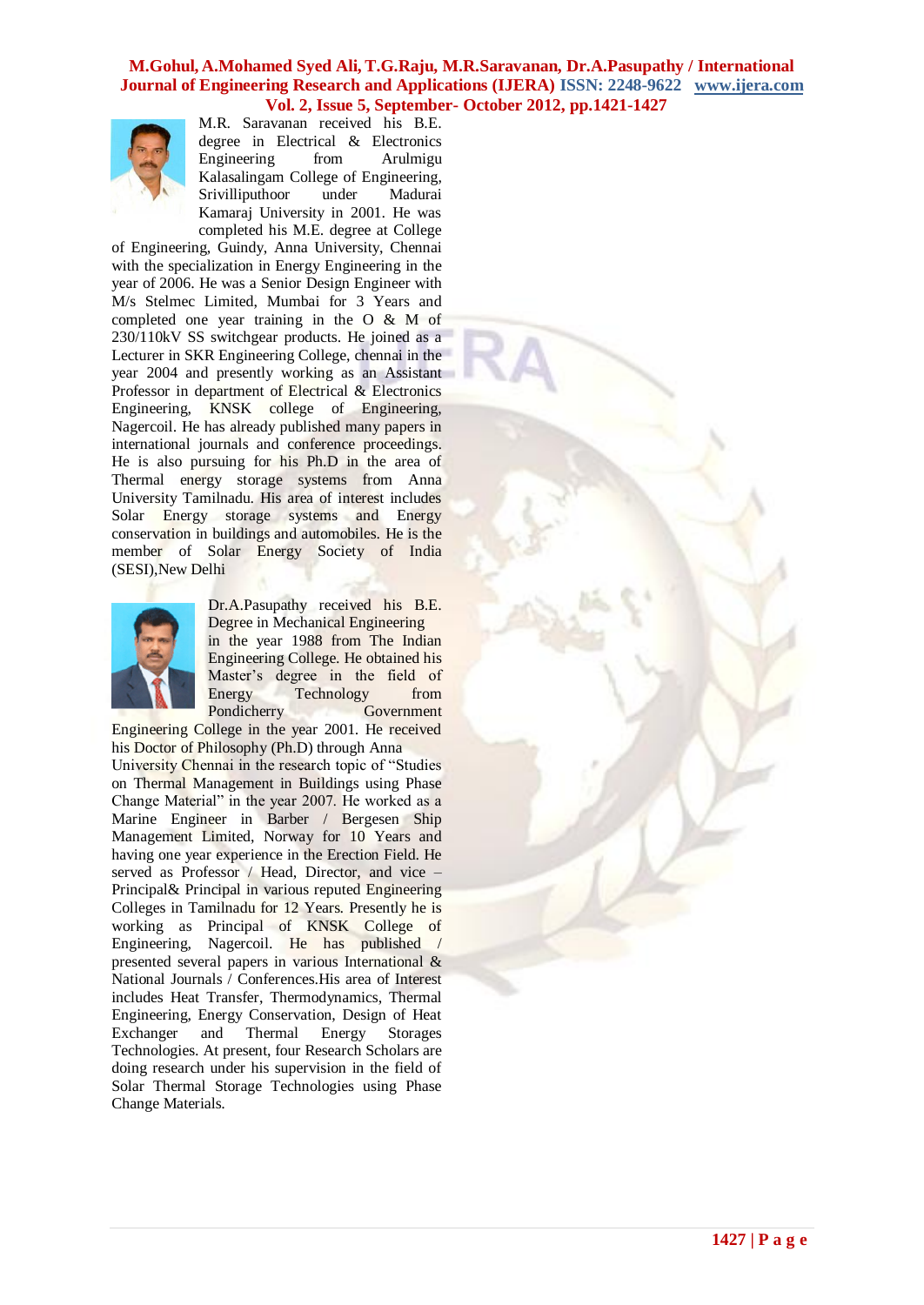M.R. Saravanan received his B.E. degree in Electrical & Electronics Engineering from Arulmigu Kalasalingam College of Engineering, Srivilliputhoor under Madurai Kamaraj University in 2001. He was completed his M.E. degree at College of Engineering, Guindy, Anna University, Chennai with the specialization in Energy Engineering in the year of 2006. He was a Senior Design Engineer with M/s Stelmec Limited, Mumbai for 3 Years and completed one year training in the O & M of 230/110kV SS switchgear products. He joined as a Lecturer in SKR Engineering College, chennai in the year 2004 and presently working as an Assistant Professor in department of Electrical & Electronics Engineering, KNSK college of Engineering, Nagercoil. He has already published many papers in international journals and conference proceedings. He is also pursuing for his Ph.D in the area of Thermal energy storage systems from Anna University Tamilnadu. His area of interest includes Solar Energy storage systems and Energy conservation in buildings and automobiles. He is the member of Solar Energy Society of India (SESI),New Delhi

Dr.A.Pasupathy received his B.E. Degree in Mechanical Engineering in the year 1988 from The Indian Engineering College. He obtained his Master's degree in the field of Energy Technology from Pondicherry Government Engineering College in the year 2001. He received his Doctor of Philosophy (Ph.D) through Anna University Chennai in the research topic of "Studies on Thermal Management in Buildings using Phase Change Material" in the year 2007. He worked as a Marine Engineer in Barber / Bergesen Ship Management Limited, Norway for 10 Years and having one year experience in the Erection Field. He served as Professor / Head, Director, and vice – Principal& Principal in various reputed Engineering Colleges in Tamilnadu for 12 Years. Presently he is working as Principal of KNSK College of Engineering, Nagercoil. He has published / presented several papers in various International & National Journals / Conferences.His area of Interest includes Heat Transfer, Thermodynamics, Thermal Engineering, Energy Conservation, Design of Heat Exchanger and Thermal Energy Storages Technologies. At present, four Research Scholars are doing research under his supervision in the field of Solar Thermal Storage Technologies using Phase Change Materials.